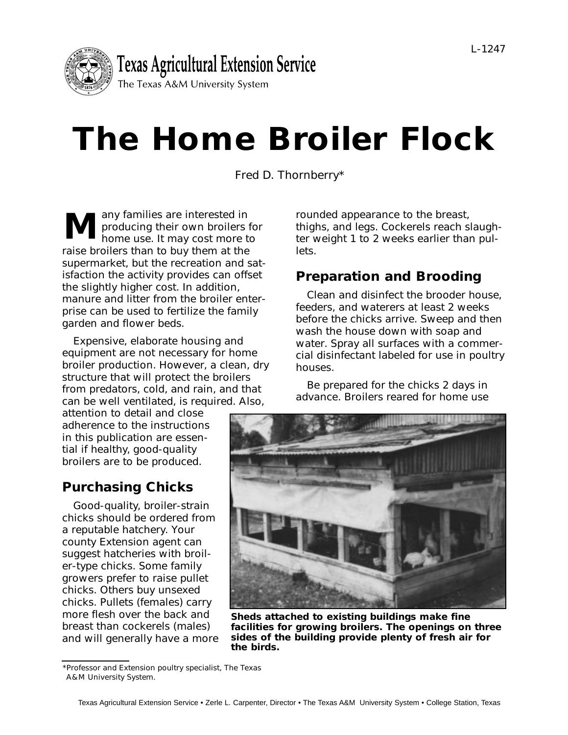# The Home Broiler Flock

Fred D. Thornberry*

Many families are interested in producing their own broilers for home use. It may cost more to raise broilers than to buy them at the supermarket, but the recreation and satisfaction the activity provides can offset the slightly higher cost. In addition, manure and litter from the broiler enterprise can be used to fertilize the family garden and flower beds.

Expensive, elaborate housing and equipment are not necessary for home broiler production. However, a clean, dry structure that will protect the broilers from predators, cold, and rain, and that can be well ventilated, is required. Also, attention to detail and close adherence to the instructions in this publication are essential if healthy, good-quality broilers are to be produced.

## Purchasing Chicks

Good-quality, broiler-strain chicks should be ordered from a reputable hatchery. Your county Extension agent can suggest hatcheries with broiler-type chicks. Some family growers prefer to raise pullet chicks. Others buy unsexed chicks. Pullets (females) carry more flesh over the back and breast than cockerels (males) and will generally have a more rounded appearance to the breast, thighs, and legs. Cockerels reach slaughter weight 1 to 2 weeks earlier than pullets.

## Preparation and Brooding

Clean and disinfect the brooder house, feeders, and waterers at least 2 weeks before the chicks arrive. Sweep and then wash the house down with soap and water. Spray all surfaces with a commercial disinfectant labeled for use in poultry houses.

Be prepared for the chicks 2 days in advance. Broilers reared for home use

**Sheds attached to existing buildings make fine facilities for growing broilers. The openings on three sides of the building provide plenty of fresh air for the birds.**

*Professor and Extension poultry specialist, The Texas A&M University System.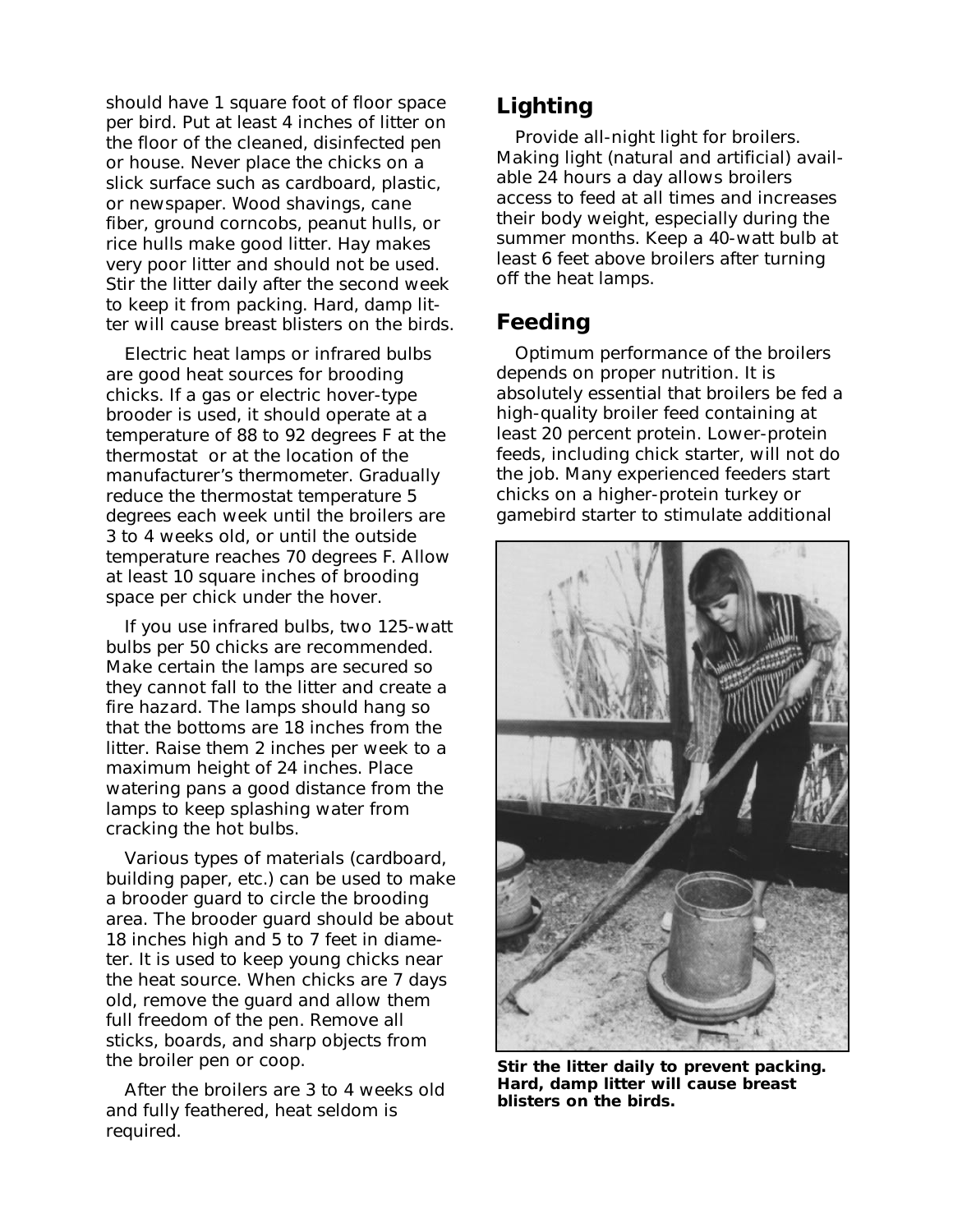should have 1 square foot of floor space per bird. Put at least 4 inches of litter on the floor of the cleaned, disinfected pen or house. Never place the chicks on a slick surface such as cardboard, plastic, or newspaper. Wood shavings, cane fiber, ground corncobs, peanut hulls, or rice hulls make good litter. Hay makes very poor litter and should not be used. Stir the litter daily after the second week to keep it from packing. Hard, damp litter will cause breast blisters on the birds.

Electric heat lamps or infrared bulbs are good heat sources for brooding chicks. If a gas or electric hover-type brooder is used, it should operate at a temperature of 88 to 92 degrees F at the thermostat or at the location of the manufacturer's thermometer. Gradually reduce the thermostat temperature 5 degrees each week until the broilers are 3 to 4 weeks old, or until the outside temperature reaches 70 degrees F. Allow at least 10 square inches of brooding space per chick under the hover.

If you use infrared bulbs, two 125-watt bulbs per 50 chicks are recommended. Make certain the lamps are secured so they cannot fall to the litter and create a fire hazard. The lamps should hang so that the bottoms are 18 inches from the litter. Raise them 2 inches per week to a maximum height of 24 inches. Place watering pans a good distance from the lamps to keep splashing water from cracking the hot bulbs.

Various types of materials (cardboard, building paper, etc.) can be used to make a brooder guard to circle the brooding area. The brooder guard should be about 18 inches high and 5 to 7 feet in diameter. It is used to keep young chicks near the heat source. When chicks are 7 days old, remove the guard and allow them full freedom of the pen. Remove all sticks, boards, and sharp objects from the broiler pen or coop.

After the broilers are 3 to 4 weeks old and fully feathered, heat seldom is required.

## Lighting

Provide all-night light for broilers. Making light (natural and artificial) available 24 hours a day allows broilers access to feed at all times and increases their body weight, especially during the summer months. Keep a 40-watt bulb at least 6 feet above broilers after turning off the heat lamps.

## Feeding

Optimum performance of the broilers depends on proper nutrition. It is absolutely essential that broilers be fed a high-quality broiler feed containing at least 20 percent protein. Lower-protein feeds, including chick starter, will not do the job. Many experienced feeders start chicks on a higher-protein turkey or gamebird starter to stimulate additional

**Stir the litter daily to prevent packing. Hard, damp litter will cause breast blisters on the birds.**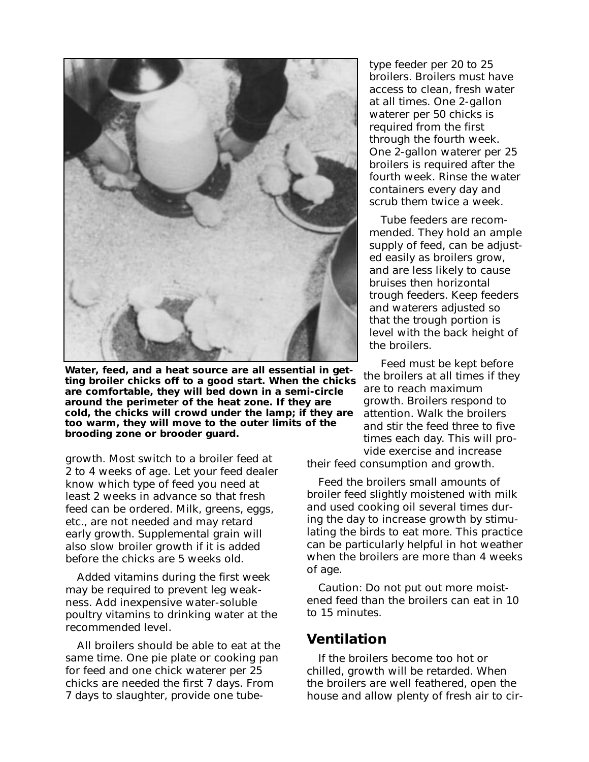**Water, feed, and a heat source are all essential in getting broiler chicks off to a good start. When the chicks are comfortable, they will bed down in a semi-circle around the perimeter of the heat zone. If they are cold, the chicks will crowd under the lamp; if they are too warm, they will move to the outer limits of the brooding zone or brooder guard.**

growth. Most switch to a broiler feed at 2 to 4 weeks of age. Let your feed dealer know which type of feed you need at least 2 weeks in advance so that fresh feed can be ordered. Milk, greens, eggs, etc., are not needed and may retard early growth. Supplemental grain will also slow broiler growth if it is added before the chicks are 5 weeks old.

Added vitamins during the first week may be required to prevent leg weakness. Add inexpensive water-soluble poultry vitamins to drinking water at the recommended level.

All broilers should be able to eat at the same time. One pie plate or cooking pan for feed and one chick waterer per 25 chicks are needed the first 7 days. From 7 days to slaughter, provide one tube-type feeder per 20 to 25 broilers. Broilers must have access to clean, fresh water at all times. One 2-gallon waterer per 50 chicks is required from the first through the fourth week. One 2-gallon waterer per 25 broilers is required after the fourth week. Rinse the water containers every day and scrub them twice a week.

Tube feeders are recommended. They hold an ample supply of feed, can be adjusted easily as broilers grow, and are less likely to cause bruises then horizontal trough feeders. Keep feeders and waterers adjusted so that the trough portion is level with the back height of the broilers.

Feed must be kept before the broilers at all times if they are to reach maximum growth. Broilers respond to attention. Walk the broilers and stir the feed three to five times each day. This will provide exercise and increase their feed consumption and growth.

Feed the broilers small amounts of broiler feed slightly moistened with milk and used cooking oil several times during the day to increase growth by stimulating the birds to eat more. This practice can be particularly helpful in hot weather when the broilers are more than 4 weeks of age.

Caution: Do not put out more moistened feed than the broilers can eat in 10 to 15 minutes.

## Ventilation

If the broilers become too hot or chilled, growth will be retarded. When the broilers are well feathered, open the house and allow plenty of fresh air to cir-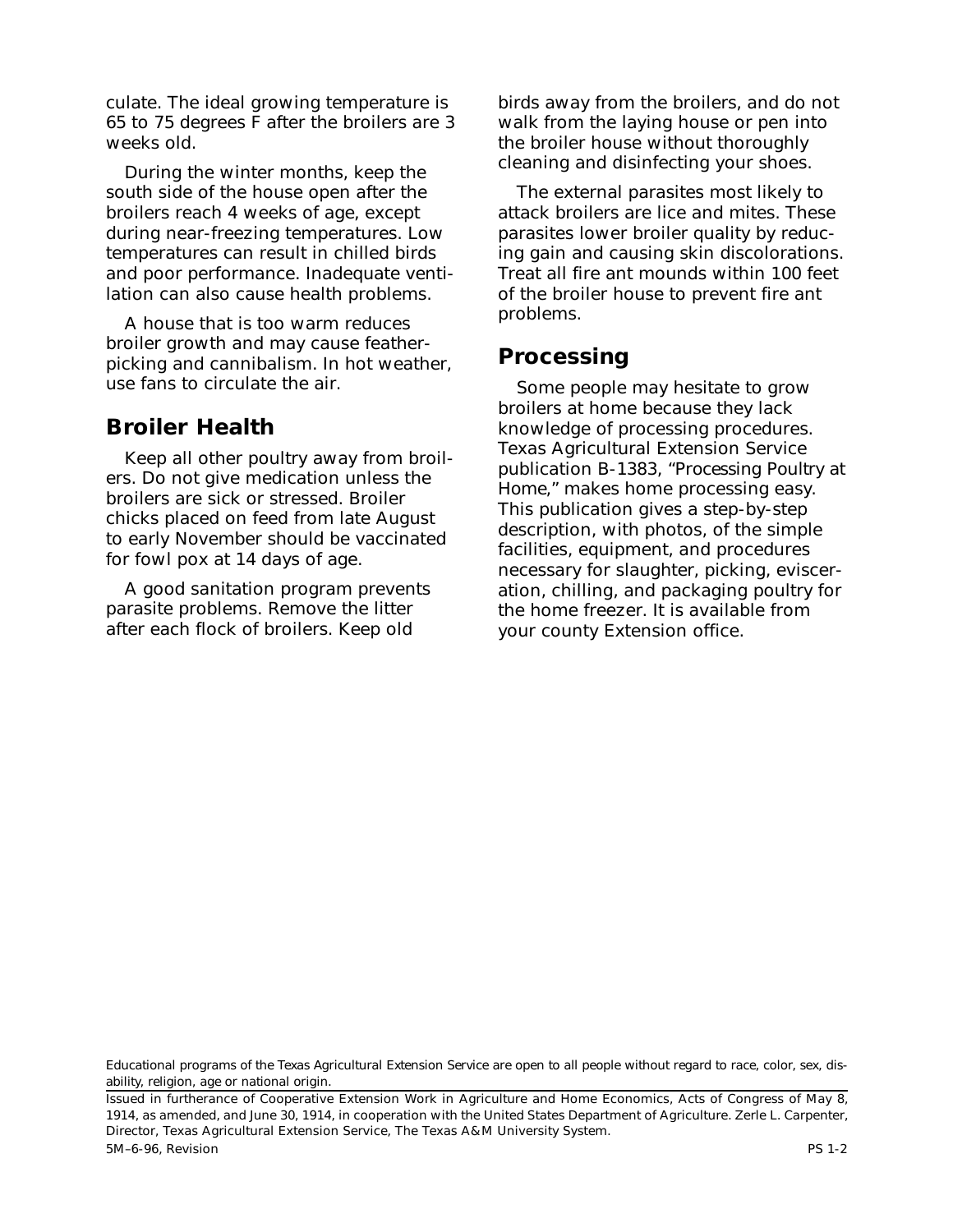culate. The ideal growing temperature is 65 to 75 degrees F after the broilers are 3 weeks old.

During the winter months, keep the south side of the house open after the broilers reach 4 weeks of age, except during near-freezing temperatures. Low temperatures can result in chilled birds and poor performance. Inadequate ventilation can also cause health problems.

A house that is too warm reduces broiler growth and may cause feather-picking and cannibalism. In hot weather, use fans to circulate the air.

## Broiler Health

Keep all other poultry away from broilers. Do not give medication unless the broilers are sick or stressed. Broiler chicks placed on feed from late August to early November should be vaccinated for fowl pox at 14 days of age.

A good sanitation program prevents parasite problems. Remove the litter after each flock of broilers. Keep old birds away from the broilers, and do not walk from the laying house or pen into the broiler house without thoroughly cleaning and disinfecting your shoes.

The external parasites most likely to attack broilers are lice and mites. These parasites lower broiler quality by reducing gain and causing skin discolorations. Treat all fire ant mounds within 100 feet of the broiler house to prevent fire ant problems.

## Processing

Some people may hesitate to grow broilers at home because they lack knowledge of processing procedures. Texas Agricultural Extension Service publication B-1383, "Processing Poultry at Home," makes home processing easy. This publication gives a step-by-step description, with photos, of the simple facilities, equipment, and procedures necessary for slaughter, picking, evisceration, chilling, and packaging poultry for the home freezer. It is available from your county Extension office.

Educational programs of the Texas Agricultural Extension Service are open to all people without regard to race, color, sex, disability, religion, age or national origin.

Issued in furtherance of Cooperative Extension Work in Agriculture and Home Economics, Acts of Congress of May 8, 1914, as amended, and June 30, 1914, in cooperation with the United States Department of Agriculture. Zerle L. Carpenter, Director, Texas Agricultural Extension Service, The Texas A&M University System.

5M–6-96, Revision PS 1-2